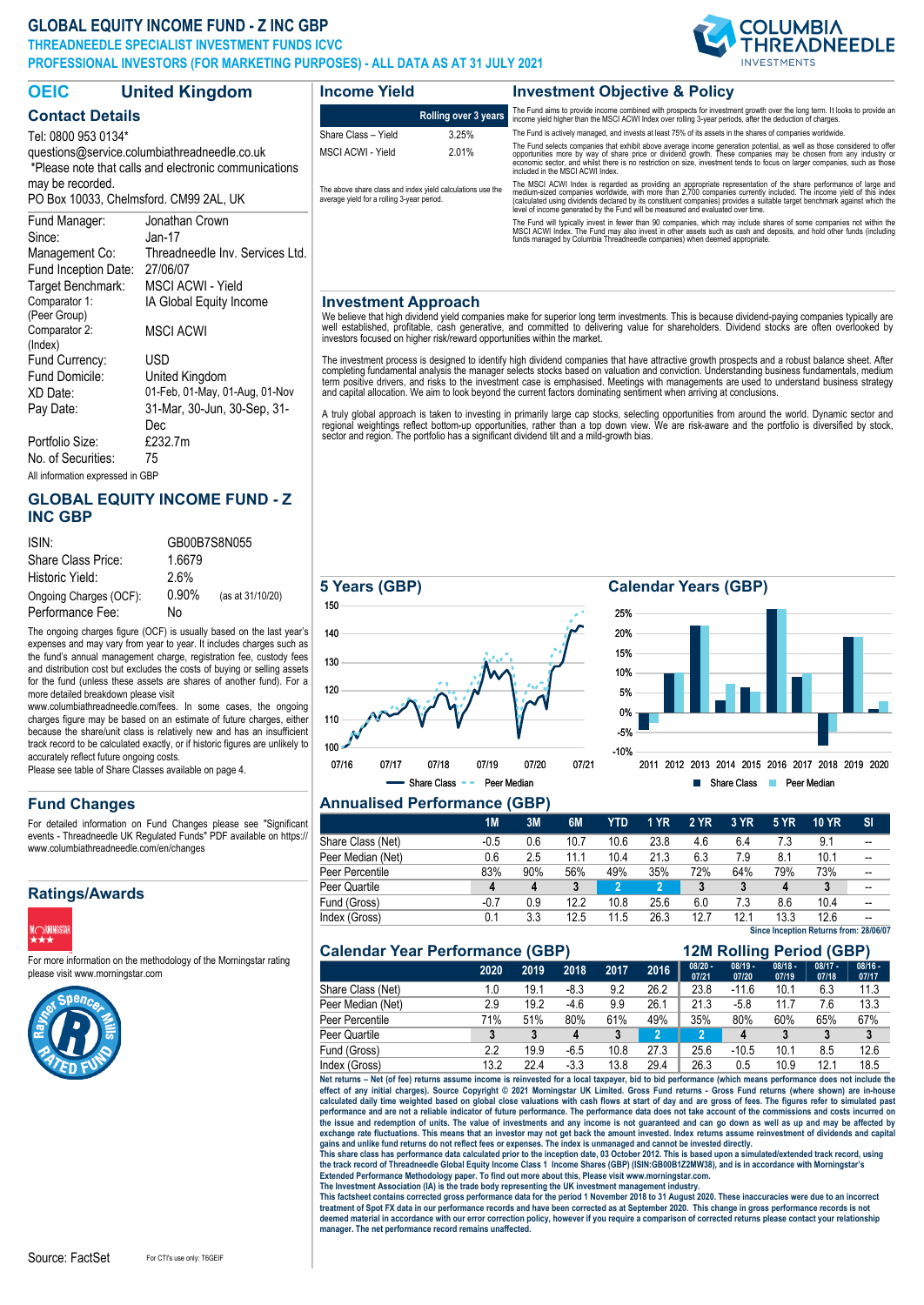# GLOBAL EQUITY INCOME FUND - Z INC GBP

**THREADNEEDLE SPECIALIST INVESTMENT FUNDS ICVC**

**PROFESSIONAL INVESTORS (FOR MARKETING PURPOSES) - ALL DATA AS AT 31 JULY 2021**

## OEIC — United Kingdom

### Contact Details

Tel: 0800 953 0134*
questions@service.columbiathreadneedle.co.uk
*Please note that calls and electronic communications may be recorded.
PO Box 10033, Chelmsford. CM99 2AL, UK

| | |
|---|---|
| Fund Manager: | Jonathan Crown |
| Since: | Jan-17 |
| Management Co: | Threadneedle Inv. Services Ltd. |
| Fund Inception Date: | 27/06/07 |
| Target Benchmark: | MSCI ACWI - Yield |
| Comparator 1: (Peer Group) | IA Global Equity Income |
| Comparator 2: (Index) | MSCI ACWI |
| Fund Currency: | USD |
| Fund Domicile: | United Kingdom |
| XD Date: | 01-Feb, 01-May, 01-Aug, 01-Nov |
| Pay Date: | 31-Mar, 30-Jun, 30-Sep, 31-Dec |
| Portfolio Size: | £232.7m |
| No. of Securities: | 75 |

All information expressed in GBP

### GLOBAL EQUITY INCOME FUND - Z INC GBP

| | | |
|---|---|---|
| ISIN: | GB00B7S8N055 | |
| Share Class Price: | 1.6679 | |
| Historic Yield: | 2.6% | |
| Ongoing Charges (OCF): | 0.90% | (as at 31/10/20) |
| Performance Fee: | No | |

The ongoing charges figure (OCF) is usually based on the last year's expenses and may vary from year to year. It includes charges such as the fund's annual management charge, registration fee, custody fees and distribution cost but excludes the costs of buying or selling assets for the fund (unless these assets are shares of another fund). For a more detailed breakdown please visit www.columbiathreadneedle.com/fees. In some cases, the ongoing charges figure may be based on an estimate of future charges, either because the share/unit class is relatively new and has an insufficient track record to be calculated exactly, or if historic figures are unlikely to accurately reflect future ongoing costs.

Please see table of Share Classes available on page 4.

### Fund Changes

For detailed information on Fund Changes please see "Significant events - Threadneedle UK Regulated Funds" PDF available on https://www.columbiathreadneedle.com/en/changes

### Ratings/Awards

For more information on the methodology of the Morningstar rating please visit www.morningstar.com

### Income Yield

| | Rolling over 3 years |
|---|---|
| Share Class – Yield | 3.25% |
| MSCI ACWI - Yield | 2.01% |

The above share class and index yield calculations use the average yield for a rolling 3-year period.

### Investment Objective & Policy

The Fund aims to provide income combined with prospects for investment growth over the long term. It looks to provide an income yield higher than the MSCI ACWI Index over rolling 3-year periods, after the deduction of charges.

The Fund is actively managed, and invests at least 75% of its assets in the shares of companies worldwide.

The Fund selects companies that exhibit above average income generation potential, as well as those considered to offer opportunities more by way of share price or dividend growth. These companies may be chosen from any industry or economic sector, and whilst there is no restriction on size, investment tends to focus on larger companies, such as those included in the MSCI ACWI Index.

The MSCI ACWI Index is regarded as providing an appropriate representation of the share performance of large and medium-sized companies worldwide, with more than 2,700 companies currently included. The income yield of this index (calculated using dividends declared by its constituent companies) provides a suitable target benchmark against which the level of income generated by the Fund will be measured and evaluated over time.

The Fund will typically invest in fewer than 90 companies, which may include shares of some companies not within the MSCI ACWI Index. The Fund may also invest in other assets such as cash and deposits, and hold other funds (including funds managed by Columbia Threadneedle companies) when deemed appropriate.

### Investment Approach

We believe that high dividend yield companies make for superior long term investments. This is because dividend-paying companies typically are well established, profitable, cash generative, and committed to delivering value for shareholders. Dividend stocks are often overlooked by investors focused on higher risk/reward opportunities within the market.

The investment process is designed to identify high dividend companies that have attractive growth prospects and a robust balance sheet. After completing fundamental analysis the manager selects stocks based on valuation and conviction. Understanding business fundamentals, medium term positive drivers, and risks to the investment case is emphasised. Meetings with managements are used to understand business strategy and capital allocation. We aim to look beyond the current factors dominating sentiment when arriving at conclusions.

A truly global approach is taken to investing in primarily large cap stocks, selecting opportunities from around the world. Dynamic sector and regional weightings reflect bottom-up opportunities, rather than a top down view. We are risk-aware and the portfolio is diversified by stock, sector and region. The portfolio has a significant dividend tilt and a mild-growth bias.

### 5 Years (GBP)

Share Class — Peer Median

### Calendar Years (GBP)

Share Class — Peer Median

### Annualised Performance (GBP)

| | 1M | 3M | 6M | YTD | 1 YR | 2 YR | 3 YR | 5 YR | 10 YR | SI |
|---|---|---|---|---|---|---|---|---|---|---|
| Share Class (Net) | -0.5 | 0.6 | 10.7 | 10.6 | 23.8 | 4.6 | 6.4 | 7.3 | 9.1 | -- |
| Peer Median (Net) | 0.6 | 2.5 | 11.1 | 10.4 | 21.3 | 6.3 | 7.9 | 8.1 | 10.1 | -- |
| Peer Percentile | 83% | 90% | 56% | 49% | 35% | 72% | 64% | 79% | 73% | -- |
| Peer Quartile | 4 | 4 | 3 | 2 | 2 | 3 | 3 | 4 | 3 | -- |
| Fund (Gross) | -0.7 | 0.9 | 12.2 | 10.8 | 25.6 | 6.0 | 7.3 | 8.6 | 10.4 | -- |
| Index (Gross) | 0.1 | 3.3 | 12.5 | 11.5 | 26.3 | 12.7 | 12.1 | 13.3 | 12.6 | -- |

Since Inception Returns from: 28/06/07

### Calendar Year Performance (GBP) / 12M Rolling Period (GBP)

| | 2020 | 2019 | 2018 | 2017 | 2016 | 08/20 - 07/21 | 08/19 - 07/20 | 08/18 - 07/19 | 08/17 - 07/18 | 08/16 - 07/17 |
|---|---|---|---|---|---|---|---|---|---|---|
| Share Class (Net) | 1.0 | 19.1 | -8.3 | 9.2 | 26.2 | 23.8 | -11.6 | 10.1 | 6.3 | 11.3 |
| Peer Median (Net) | 2.9 | 19.2 | -4.6 | 9.9 | 26.1 | 21.3 | -5.8 | 11.7 | 7.6 | 13.3 |
| Peer Percentile | 71% | 51% | 80% | 61% | 49% | 35% | 80% | 60% | 65% | 67% |
| Peer Quartile | 3 | 3 | 4 | 3 | 2 | 2 | 4 | 3 | 3 | 3 |
| Fund (Gross) | 2.2 | 19.9 | -6.5 | 10.8 | 27.3 | 25.6 | -10.5 | 10.1 | 8.5 | 12.6 |
| Index (Gross) | 13.2 | 22.4 | -3.3 | 13.8 | 29.4 | 26.3 | 0.5 | 10.9 | 12.1 | 18.5 |

**Net returns – Net (of fee) returns assume income is reinvested for a local taxpayer, bid to bid performance (which means performance does not include the effect of any initial charges). Source Copyright © 2021 Morningstar UK Limited. Gross Fund returns - Gross Fund returns (where shown) are in-house calculated daily time weighted based on global close valuations with cash flows at start of day and are gross of fees. The figures refer to simulated past performance and are not a reliable indicator of future performance. The performance data does not take account of the commissions and costs incurred on the issue and redemption of units. The value of investments and any income is not guaranteed and can go down as well as up and may be affected by exchange rate fluctuations. This means that an investor may not get back the amount invested. Index returns assume reinvestment of dividends and capital gains and unlike fund returns do not reflect fees or expenses. The index is unmanaged and cannot be invested directly.**

**This share class has performance data calculated prior to the inception date, 03 October 2012. This is based upon a simulated/extended track record, using the track record of Threadneedle Global Equity Income Class 1 Income Shares (GBP) (ISIN:GB00B1Z2MW38), and is in accordance with Morningstar's Extended Performance Methodology paper. To find out more about this, Please visit www.morningstar.com.**

**The Investment Association (IA) is the trade body representing the UK investment management industry.**

**This factsheet contains corrected gross performance data for the period 1 November 2018 to 31 August 2020. These inaccuracies were due to an incorrect treatment of Spot FX data in our performance records and have been corrected as at September 2020. This change in gross performance records is not deemed material in accordance with our error correction policy, however if you require a comparison of corrected returns please contact your relationship manager. The net performance record remains unaffected.**

Source: FactSet

For CTI's use only: T6GEIF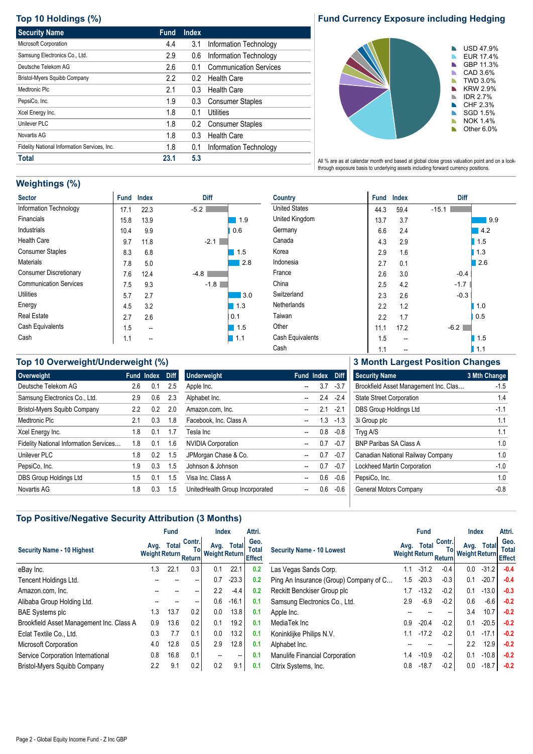## Top 10 Holdings (%)

| Security Name | Fund | Index | |
|---|---|---|---|
| Microsoft Corporation | 4.4 | 3.1 | Information Technology |
| Samsung Electronics Co., Ltd. | 2.9 | 0.6 | Information Technology |
| Deutsche Telekom AG | 2.6 | 0.1 | Communication Services |
| Bristol-Myers Squibb Company | 2.2 | 0.2 | Health Care |
| Medtronic Plc | 2.1 | 0.3 | Health Care |
| PepsiCo, Inc. | 1.9 | 0.3 | Consumer Staples |
| Xcel Energy Inc. | 1.8 | 0.1 | Utilities |
| Unilever PLC | 1.8 | 0.2 | Consumer Staples |
| Novartis AG | 1.8 | 0.3 | Health Care |
| Fidelity National Information Services, Inc. | 1.8 | 0.1 | Information Technology |
| **Total** | **23.1** | **5.3** | |

## Fund Currency Exposure including Hedging

| Currency | % |
|---|---|
| USD | 47.9% |
| EUR | 17.4% |
| GBP | 11.3% |
| CAD | 3.6% |
| TWD | 3.0% |
| KRW | 2.9% |
| IDR | 2.7% |
| CHF | 2.3% |
| SGD | 1.5% |
| NOK | 1.4% |
| Other | 6.0% |

All % are as at calendar month end based at global close gross valuation point and on a look-through exposure basis to underlying assets including forward currency positions.

## Weightings (%)

| Sector | Fund | Index | Diff |
|---|---|---|---|
| Information Technology | 17.1 | 22.3 | -5.2 |
| Financials | 15.8 | 13.9 | 1.9 |
| Industrials | 10.4 | 9.9 | 0.6 |
| Health Care | 9.7 | 11.8 | -2.1 |
| Consumer Staples | 8.3 | 6.8 | 1.5 |
| Materials | 7.8 | 5.0 | 2.8 |
| Consumer Discretionary | 7.6 | 12.4 | -4.8 |
| Communication Services | 7.5 | 9.3 | -1.8 |
| Utilities | 5.7 | 2.7 | 3.0 |
| Energy | 4.5 | 3.2 | 1.3 |
| Real Estate | 2.7 | 2.6 | 0.1 |
| Cash Equivalents | 1.5 | -- | 1.5 |
| Cash | 1.1 | -- | 1.1 |

| Country | Fund | Index | Diff |
|---|---|---|---|
| United States | 44.3 | 59.4 | -15.1 |
| United Kingdom | 13.7 | 3.7 | 9.9 |
| Germany | 6.6 | 2.4 | 4.2 |
| Canada | 4.3 | 2.9 | 1.5 |
| Korea | 2.9 | 1.6 | 1.3 |
| Indonesia | 2.7 | 0.1 | 2.6 |
| France | 2.6 | 3.0 | -0.4 |
| China | 2.5 | 4.2 | -1.7 |
| Switzerland | 2.3 | 2.6 | -0.3 |
| Netherlands | 2.2 | 1.2 | 1.0 |
| Taiwan | 2.2 | 1.7 | 0.5 |
| Other | 11.1 | 17.2 | -6.2 |
| Cash Equivalents | 1.5 | -- | 1.5 |
| Cash | 1.1 | -- | 1.1 |

## Top 10 Overweight/Underweight (%)

| Overweight | Fund | Index | Diff |
|---|---|---|---|
| Deutsche Telekom AG | 2.6 | 0.1 | 2.5 |
| Samsung Electronics Co., Ltd. | 2.9 | 0.6 | 2.3 |
| Bristol-Myers Squibb Company | 2.2 | 0.2 | 2.0 |
| Medtronic Plc | 2.1 | 0.3 | 1.8 |
| Xcel Energy Inc. | 1.8 | 0.1 | 1.7 |
| Fidelity National Information Services... | 1.8 | 0.1 | 1.6 |
| Unilever PLC | 1.8 | 0.2 | 1.5 |
| PepsiCo, Inc. | 1.9 | 0.3 | 1.5 |
| DBS Group Holdings Ltd | 1.5 | 0.1 | 1.5 |
| Novartis AG | 1.8 | 0.3 | 1.5 |

| Underweight | Fund | Index | Diff |
|---|---|---|---|
| Apple Inc. | -- | 3.7 | -3.7 |
| Alphabet Inc. | -- | 2.4 | -2.4 |
| Amazon.com, Inc. | -- | 2.1 | -2.1 |
| Facebook, Inc. Class A | -- | 1.3 | -1.3 |
| Tesla Inc | -- | 0.8 | -0.8 |
| NVIDIA Corporation | -- | 0.7 | -0.7 |
| JPMorgan Chase & Co. | -- | 0.7 | -0.7 |
| Johnson & Johnson | -- | 0.7 | -0.7 |
| Visa Inc. Class A | -- | 0.6 | -0.6 |
| UnitedHealth Group Incorporated | -- | 0.6 | -0.6 |

## 3 Month Largest Position Changes

| Security Name | 3 Mth Change |
|---|---|
| Brookfield Asset Management Inc. Clas... | -1.5 |
| State Street Corporation | 1.4 |
| DBS Group Holdings Ltd | -1.1 |
| 3i Group plc | 1.1 |
| Tryg A/S | 1.1 |
| BNP Paribas SA Class A | 1.0 |
| Canadian National Railway Company | 1.0 |
| Lockheed Martin Corporation | -1.0 |
| PepsiCo, Inc. | 1.0 |
| General Motors Company | -0.8 |

## Top Positive/Negative Security Attribution (3 Months)

| | Fund | | | Index | | Attri. |
|---|---|---|---|---|---|---|
| Security Name - 10 Highest | Avg. Weight | Total Return | Contr. To Return | Avg. Weight | Total Return | Geo. Total Effect |
| eBay Inc. | 1.3 | 22.1 | 0.3 | 0.1 | 22.1 | 0.2 |
| Tencent Holdings Ltd. | -- | -- | -- | 0.7 | -23.3 | 0.2 |
| Amazon.com, Inc. | -- | -- | -- | 2.2 | -4.4 | 0.2 |
| Alibaba Group Holding Ltd. | -- | -- | -- | 0.6 | -16.1 | 0.1 |
| BAE Systems plc | 1.3 | 13.7 | 0.2 | 0.0 | 13.8 | 0.1 |
| Brookfield Asset Management Inc. Class A | 0.9 | 13.6 | 0.2 | 0.1 | 19.2 | 0.1 |
| Eclat Textile Co., Ltd. | 0.3 | 7.7 | 0.1 | 0.0 | 13.2 | 0.1 |
| Microsoft Corporation | 4.0 | 12.8 | 0.5 | 2.9 | 12.8 | 0.1 |
| Service Corporation International | 0.8 | 16.8 | 0.1 | -- | -- | 0.1 |
| Bristol-Myers Squibb Company | 2.2 | 9.1 | 0.2 | 0.2 | 9.1 | 0.1 |

| | Fund | | | Index | | Attri. |
|---|---|---|---|---|---|---|
| Security Name - 10 Lowest | Avg. Weight | Total Return | Contr. To Return | Avg. Weight | Total Return | Geo. Total Effect |
| Las Vegas Sands Corp. | 1.1 | -31.2 | -0.4 | 0.0 | -31.2 | -0.4 |
| Ping An Insurance (Group) Company of C... | 1.5 | -20.3 | -0.3 | 0.1 | -20.7 | -0.4 |
| Reckitt Benckiser Group plc | 1.7 | -13.2 | -0.2 | 0.1 | -13.0 | -0.3 |
| Samsung Electronics Co., Ltd. | 2.9 | -6.9 | -0.2 | 0.6 | -6.6 | -0.2 |
| Apple Inc. | -- | -- | -- | 3.4 | 10.7 | -0.2 |
| MediaTek Inc | 0.9 | -20.4 | -0.2 | 0.1 | -20.5 | -0.2 |
| Koninklijke Philips N.V. | 1.1 | -17.2 | -0.2 | 0.1 | -17.1 | -0.2 |
| Alphabet Inc. | -- | -- | -- | 2.2 | 12.9 | -0.2 |
| Manulife Financial Corporation | 1.4 | -10.9 | -0.2 | 0.1 | -10.8 | -0.2 |
| Citrix Systems, Inc. | 0.8 | -18.7 | -0.2 | 0.0 | -18.7 | -0.2 |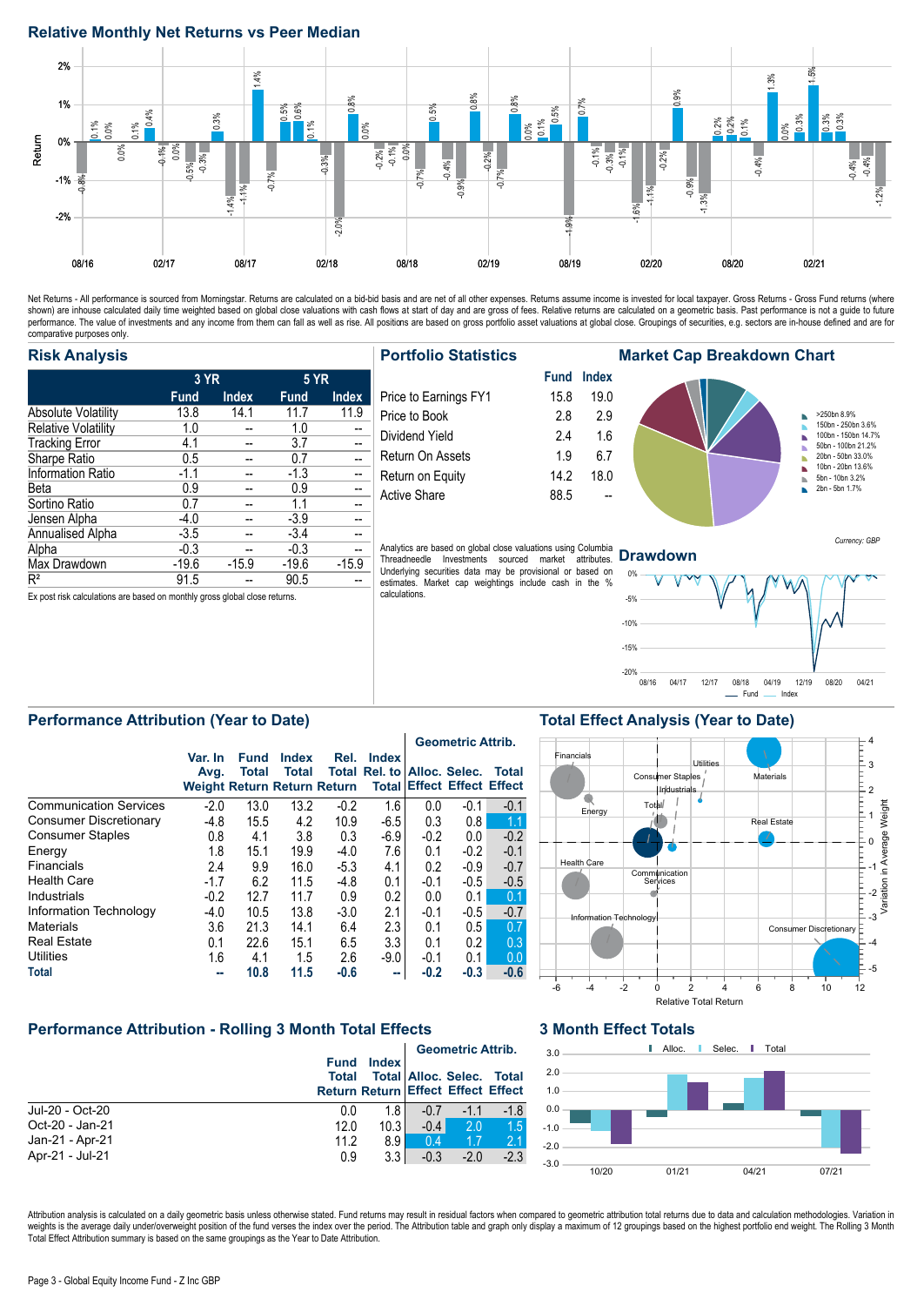## Relative Monthly Net Returns vs Peer Median

Net Returns - All performance is sourced from Morningstar. Returns are calculated on a bid-bid basis and are net of all other expenses. Returns assume income is invested for local taxpayer. Gross Returns - Gross Fund returns (where shown) are inhouse calculated daily time weighted based on global close valuations with cash flows at start of day and are gross of fees. Relative returns are calculated on a geometric basis. Past performance is not a guide to future performance. The value of investments and any income from them can fall as well as rise. All positions are based on gross portfolio asset valuations at global close. Groupings of securities, e.g. sectors are in-house defined and are for comparative purposes only.

## Risk Analysis

| | 3 YR | | 5 YR | |
|---|---|---|---|---|
| | Fund | Index | Fund | Index |
| Absolute Volatility | 13.8 | 14.1 | 11.7 | 11.9 |
| Relative Volatility | 1.0 | -- | 1.0 | -- |
| Tracking Error | 4.1 | -- | 3.7 | -- |
| Sharpe Ratio | 0.5 | -- | 0.7 | -- |
| Information Ratio | -1.1 | -- | -1.3 | -- |
| Beta | 0.9 | -- | 0.9 | -- |
| Sortino Ratio | 0.7 | -- | 1.1 | -- |
| Jensen Alpha | -4.0 | -- | -3.9 | -- |
| Annualised Alpha | -3.5 | -- | -3.4 | -- |
| Alpha | -0.3 | -- | -0.3 | -- |
| Max Drawdown | -19.6 | -15.9 | -19.6 | -15.9 |
| $R^2$ | 91.5 | -- | 90.5 | -- |

Ex post risk calculations are based on monthly gross global close returns.

## Portfolio Statistics

| | Fund | Index |
|---|---|---|
| Price to Earnings FY1 | 15.8 | 19.0 |
| Price to Book | 2.8 | 2.9 |
| Dividend Yield | 2.4 | 1.6 |
| Return On Assets | 1.9 | 6.7 |
| Return on Equity | 14.2 | 18.0 |
| Active Share | 88.5 | -- |

Analytics are based on global close valuations using Columbia Threadneedle Investments sourced market attributes. Underlying securities data may be provisional or based on estimates. Market cap weightings include cash in the % calculations.

## Market Cap Breakdown Chart

- >250bn 8.9%
- 150bn - 250bn 3.6%
- 100bn - 150bn 14.7%
- 50bn - 100bn 21.2%
- 20bn - 50bn 33.0%
- 10bn - 20bn 13.6%
- 5bn - 10bn 3.2%
- 2bn - 5bn 1.7%

*Currency: GBP*

## Drawdown

## Performance Attribution (Year to Date)

| | Var. In Avg. Weight | Fund Total Return | Index Total Return | Rel. Total Return | Index Rel. to Total | Alloc. Effect | Selec. Effect | Total Effect |
|---|---|---|---|---|---|---|---|---|
| Communication Services | -2.0 | 13.0 | 13.2 | -0.2 | 1.6 | 0.0 | -0.1 | -0.1 |
| Consumer Discretionary | -4.8 | 15.5 | 4.2 | 10.9 | -6.5 | 0.3 | 0.8 | 1.1 |
| Consumer Staples | 0.8 | 4.1 | 3.8 | 0.3 | -6.9 | -0.2 | 0.0 | -0.2 |
| Energy | 1.8 | 15.1 | 19.9 | -4.0 | 7.6 | 0.1 | -0.2 | -0.1 |
| Financials | 2.4 | 9.9 | 16.0 | -5.3 | 4.1 | 0.2 | -0.9 | -0.7 |
| Health Care | -1.7 | 6.2 | 11.5 | -4.8 | 0.1 | -0.1 | -0.5 | -0.5 |
| Industrials | -0.2 | 12.7 | 11.7 | 0.9 | 0.2 | 0.0 | 0.1 | 0.1 |
| Information Technology | -4.0 | 10.5 | 13.8 | -3.0 | 2.1 | -0.1 | -0.5 | -0.7 |
| Materials | 3.6 | 21.3 | 14.1 | 6.4 | 2.3 | 0.1 | 0.5 | 0.7 |
| Real Estate | 0.1 | 22.6 | 15.1 | 6.5 | 3.3 | 0.1 | 0.2 | 0.3 |
| Utilities | 1.6 | 4.1 | 1.5 | 2.6 | -9.0 | -0.1 | 0.1 | 0.0 |
| **Total** | **--** | **10.8** | **11.5** | **-0.6** | **--** | **-0.2** | **-0.3** | **-0.6** |

## Total Effect Analysis (Year to Date)

## Performance Attribution - Rolling 3 Month Total Effects

| | Fund Total Return | Index Total Return | Alloc. Effect | Selec. Effect | Total Effect |
|---|---|---|---|---|---|
| Jul-20 - Oct-20 | 0.0 | 1.8 | -0.7 | -1.1 | -1.8 |
| Oct-20 - Jan-21 | 12.0 | 10.3 | -0.4 | 2.0 | 1.5 |
| Jan-21 - Apr-21 | 11.2 | 8.9 | 0.4 | 1.7 | 2.1 |
| Apr-21 - Jul-21 | 0.9 | 3.3 | -0.3 | -2.0 | -2.3 |

## 3 Month Effect Totals

Attribution analysis is calculated on a daily geometric basis unless otherwise stated. Fund returns may result in residual factors when compared to geometric attribution total returns due to data and calculation methodologies. Variation in weights is the average daily under/overweight position of the fund verses the index over the period. The Attribution table and graph only display a maximum of 12 groupings based on the highest portfolio end weight. The Rolling 3 Month Total Effect Attribution summary is based on the same groupings as the Year to Date Attribution.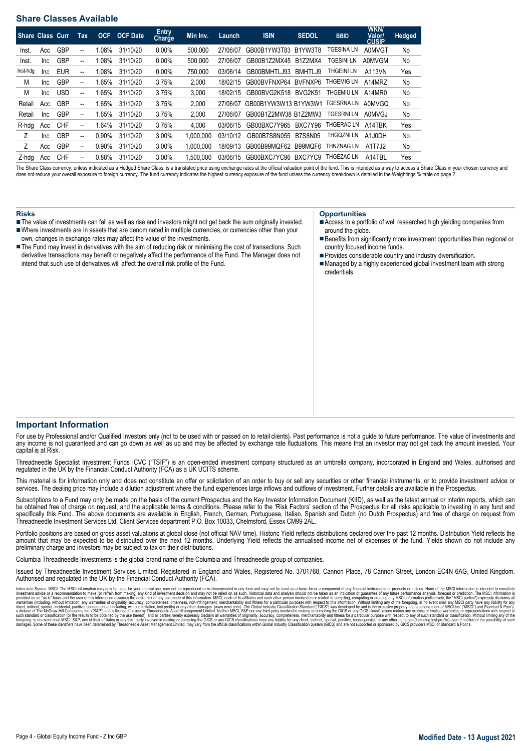## Share Classes Available

| Share Class | Curr | Tax | OCF | OCF Date | Entry Charge | Min Inv. | Launch | ISIN | SEDOL | BBID | WKN/ Valor/ CUSIP | Hedged |
|---|---|---|---|---|---|---|---|---|---|---|---|---|
| Inst. | Acc | GBP | -- | 1.08% | 31/10/20 | 0.00% | 500,000 | 27/06/07 | GB00B1YW3T83 | B1YW3T8 | TGESINA LN | A0MVGT | No |
| Inst. | Inc | GBP | -- | 1.08% | 31/10/20 | 0.00% | 500,000 | 27/06/07 | GB00B1Z2MX45 | B1Z2MX4 | TGESINI LN | A0MVGM | No |
| Inst-hdg | Inc | EUR | -- | 1.08% | 31/10/20 | 0.00% | 750,000 | 03/06/14 | GB00BMHTLJ93 | BMHTLJ9 | THGEINI LN | A113VN | Yes |
| M | Inc | GBP | -- | 1.65% | 31/10/20 | 3.75% | 2,000 | 18/02/15 | GB00BVFNXP64 | BVFNXP6 | THGEMIG LN | A14MRZ | No |
| M | Inc | USD | -- | 1.65% | 31/10/20 | 3.75% | 3,000 | 18/02/15 | GB00BVG2K518 | BVG2K51 | THGEMIU LN | A14MR0 | No |
| Retail | Acc | GBP | -- | 1.65% | 31/10/20 | 3.75% | 2,000 | 27/06/07 | GB00B1YW3W13 | B1YW3W1 | TGESRNA LN | A0MVGQ | No |
| Retail | Inc | GBP | -- | 1.65% | 31/10/20 | 3.75% | 2,000 | 27/06/07 | GB00B1Z2MW38 | B1Z2MW3 | TGESRNI LN | A0MVGJ | No |
| R-hdg | Acc | CHF | -- | 1.64% | 31/10/20 | 3.75% | 4,000 | 03/06/15 | GB00BXC7Y965 | BXC7Y96 | THGERAC LN | A14TBK | Yes |
| Z | Inc | GBP | -- | 0.90% | 31/10/20 | 3.00% | 1,000,000 | 03/10/12 | GB00B7S8N055 | B7S8N05 | THGQZNI LN | A1J0DH | No |
| Z | Acc | GBP | -- | 0.90% | 31/10/20 | 3.00% | 1,000,000 | 18/09/13 | GB00B99MQF62 | B99MQF6 | THNZNAG LN | A1T7J2 | No |
| Z-hdg | Acc | CHF | -- | 0.88% | 31/10/20 | 3.00% | 1,500,000 | 03/06/15 | GB00BXC7YC96 | BXC7YC9 | THGEZAC LN | A14TBL | Yes |

The Share Class currency, unless indicated as a Hedged Share Class, is a translated price using exchange rates at the official valuation point of the fund. This is intended as a way to access a Share Class in your chosen currency and does not reduce your overall exposure to foreign currency. The fund currency indicates the highest currency exposure of the fund unless the currency breakdown is detailed in the Weightings % table on page 2.

### Risks

- The value of investments can fall as well as rise and investors might not get back the sum originally invested.
- Where investments are in assets that are denominated in multiple currencies, or currencies other than your own, changes in exchange rates may affect the value of the investments.
- The Fund may invest in derivatives with the aim of reducing risk or minimising the cost of transactions. Such derivative transactions may benefit or negatively affect the performance of the Fund. The Manager does not intend that such use of derivatives will affect the overall risk profile of the Fund.

### Opportunities

- Access to a portfolio of well researched high yielding companies from around the globe.
- Benefits from significantly more investment opportunities than regional or country focused income funds.
- Provides considerable country and industry diversification.
- Managed by a highly experienced global investment team with strong credentials.

## Important Information

For use by Professional and/or Qualified Investors only (not to be used with or passed on to retail clients). Past performance is not a guide to future performance. The value of investments and any income is not guaranteed and can go down as well as up and may be affected by exchange rate fluctuations. This means that an investor may not get back the amount invested. Your capital is at Risk.

Threadneedle Specialist Investment Funds ICVC ("TSIF") is an open-ended investment company structured as an umbrella company, incorporated in England and Wales, authorised and regulated in the UK by the Financial Conduct Authority (FCA) as a UK UCITS scheme.

This material is for information only and does not constitute an offer or solicitation of an order to buy or sell any securities or other financial instruments, or to provide investment advice or services. The dealing price may include a dilution adjustment where the fund experiences large inflows and outflows of investment. Further details are available in the Prospectus.

Subscriptions to a Fund may only be made on the basis of the current Prospectus and the Key Investor Information Document (KIID), as well as the latest annual or interim reports, which can be obtained free of charge on request, and the applicable terms & conditions. Please refer to the 'Risk Factors' section of the Prospectus for all risks applicable to investing in any fund and specifically this Fund. The above documents are available in English, French, German, Portuguese, Italian, Spanish and Dutch (no Dutch Prospectus) and free of charge on request from Threadneedle Investment Services Ltd, Client Services department P.O. Box 10033, Chelmsford, Essex CM99 2AL.

Portfolio positions are based on gross asset valuations at global close (not official NAV time). Historic Yield reflects distributions declared over the past 12 months. Distribution Yield reflects the amount that may be expected to be distributed over the next 12 months. Underlying Yield reflects the annualised income net of expenses of the fund. Yields shown do not include any preliminary charge and investors may be subject to tax on their distributions.

Columbia Threadneedle Investments is the global brand name of the Columbia and Threadneedle group of companies.

Issued by Threadneedle Investment Services Limited. Registered in England and Wales, Registered No. 3701768, Cannon Place, 78 Cannon Street, London EC4N 6AG, United Kingdom. Authorised and regulated in the UK by the Financial Conduct Authority (FCA).

Index data Source: MSCI. The MSCI information may only be used for your internal use, may not be reproduced or re-disseminated in any form and may not be used as a basis for or a component of any financial instruments or products or indices. None of the MSCI information is intended to constitute investment advice or a recommendation to make (or refrain from making) any kind of investment decision and may not be relied on as such. Historical data and analysis should not be taken as an indication or guarantee of any future performance analysis, forecast or prediction. The MSCI information is provided on an "as is" basis and the user of this information assumes the entire risk of any use made of this information. MSCI, each of its affiliates and each other person involved in or related to compiling, computing or creating any MSCI information (collectively, the "MSCI parties") expressly disclaims all warranties (including, without limitation, any warranties of originality, accuracy, completeness, timeliness, non-infringement, merchantability and fitness for a particular purpose) with respect to this information. Without limiting any of the foregoing, in no event shall any MSCI party have any liability for any direct, indirect, special, incidental, punitive, consequential (including, without limitation, lost profits) or any other damages. (www.msci.com) The Global Industry Classification Standard ("GICS") was developed by and is the exclusive property and a service mark of MSCI Inc. ("MSCI") and Standard & Poor's, a division of The McGraw-Hill Companies Inc. ("S&P") and is licensed for use by Threadneedle Asset Management Limited. Neither MSCI, S&P nor any third party involved in making or compiling the GICS or any GICS classifications makes any express or implied warranties or representations with respect to such standard or classification (or the results to be obtained by the use thereof), and all parties hereby expressly disclaim all warranties of originality, accuracy, completeness, merchantability and fitness for a particular purpose with respect to any of such standard or classification. Without limiting any of the foregoing, in no event shall MSCI, S&P, any of their affiliates or any third party involved in making or compiling the GICS or any GICS classifications have any liability for any direct, indirect, special, punitive, consequential, or any other damages (including lost profits) even if notified of the possibility of such damages. Some of these identifiers have been determined by Threadneedle Asset Management Limited, may vary from the official classifications within Global Industry Classification System (GICS) and are not supported or sponsored by GICS providers MSCI or Standard & Poor's.

**Modified Date - 13 August 2021**